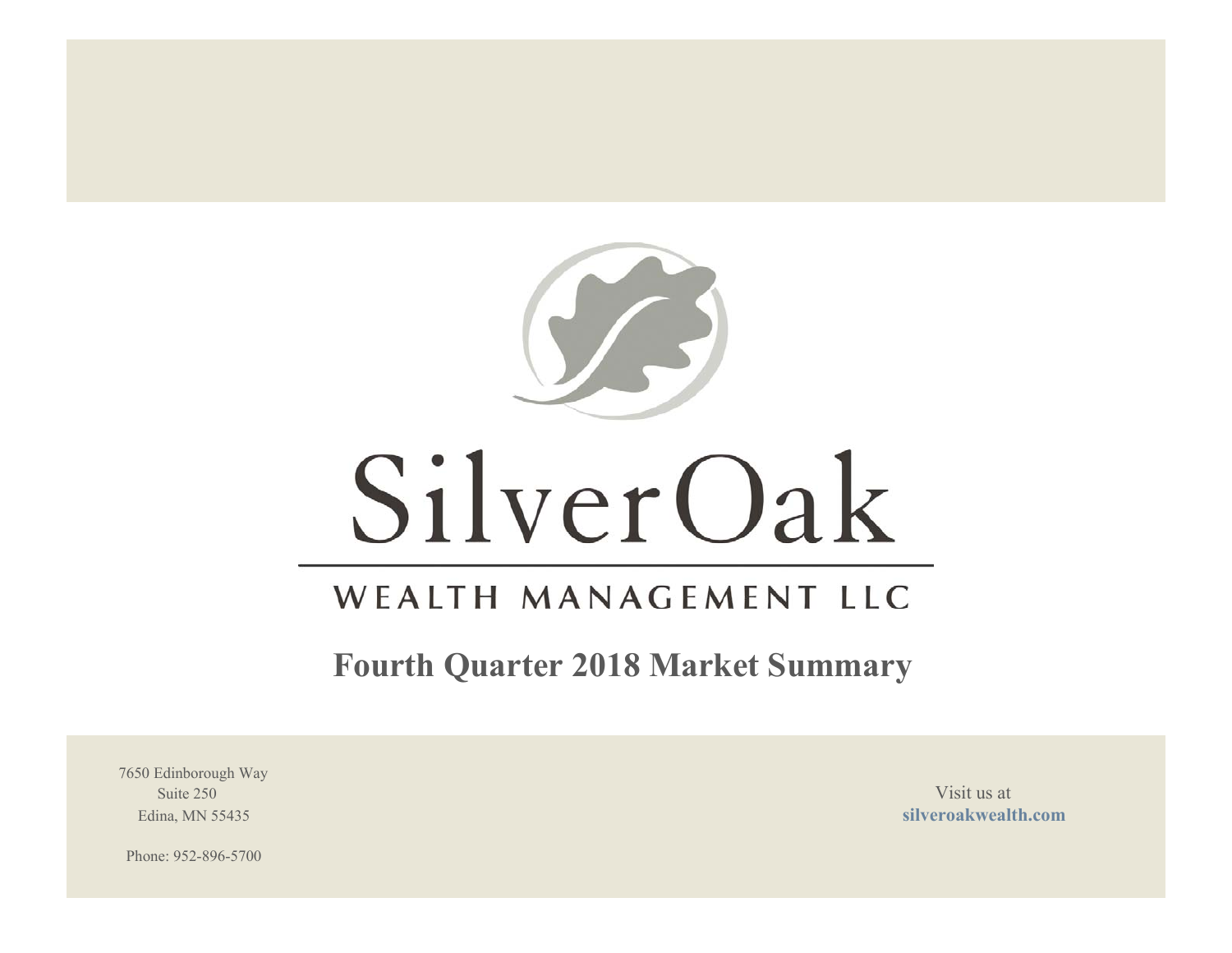# SilverOak

## WEALTH MANAGEMENT LLC

## Fourth Quarter 2018 Market Summary

7650 Edinborough Way
Suite 250
Edina, MN 55435

Phone: 952-896-5700

Visit us at
**silveroakwealth.com**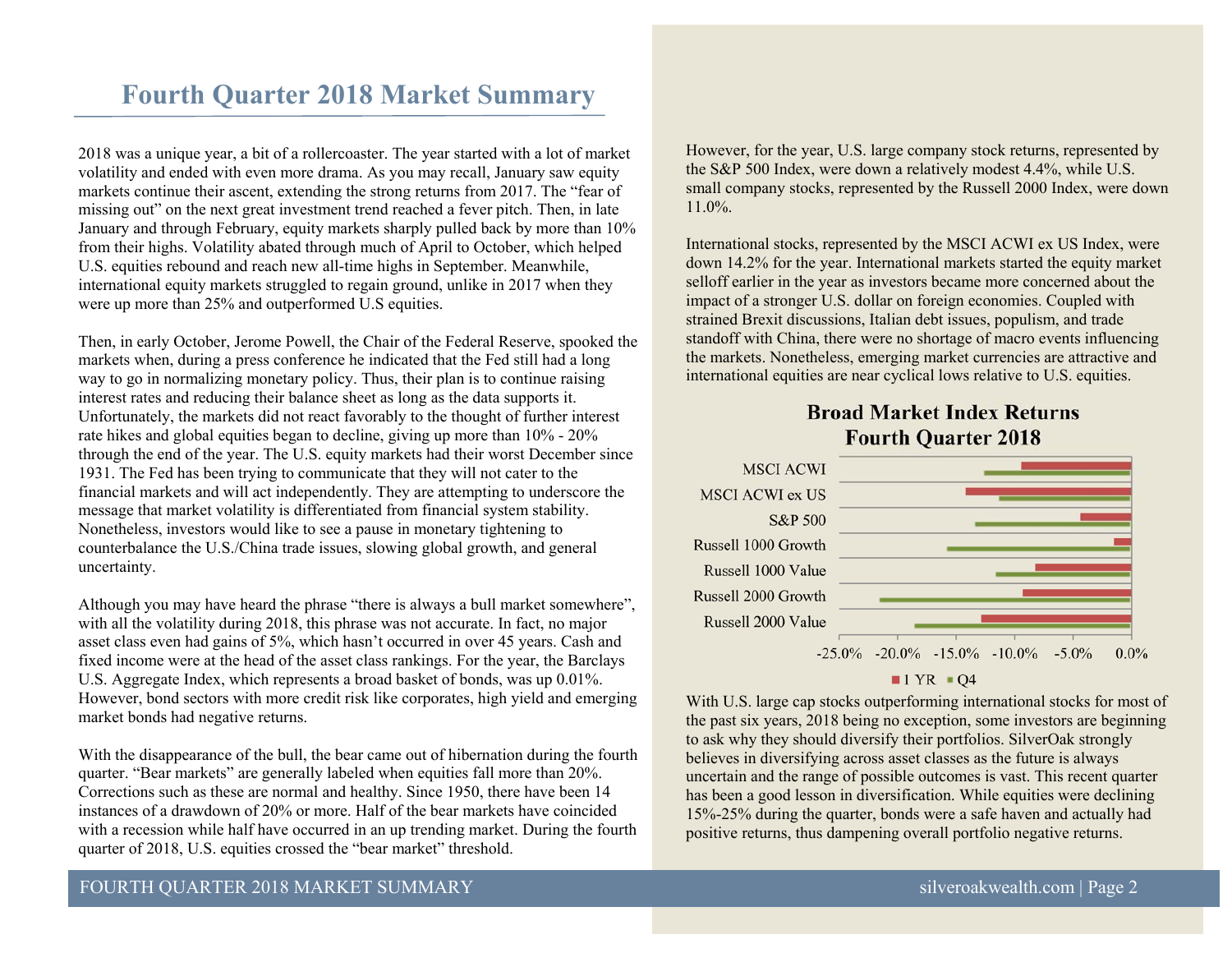# Fourth Quarter 2018 Market Summary

2018 was a unique year, a bit of a rollercoaster. The year started with a lot of market volatility and ended with even more drama. As you may recall, January saw equity markets continue their ascent, extending the strong returns from 2017. The "fear of missing out" on the next great investment trend reached a fever pitch. Then, in late January and through February, equity markets sharply pulled back by more than 10% from their highs. Volatility abated through much of April to October, which helped U.S. equities rebound and reach new all-time highs in September. Meanwhile, international equity markets struggled to regain ground, unlike in 2017 when they were up more than 25% and outperformed U.S equities.

Then, in early October, Jerome Powell, the Chair of the Federal Reserve, spooked the markets when, during a press conference he indicated that the Fed still had a long way to go in normalizing monetary policy. Thus, their plan is to continue raising interest rates and reducing their balance sheet as long as the data supports it. Unfortunately, the markets did not react favorably to the thought of further interest rate hikes and global equities began to decline, giving up more than 10% - 20% through the end of the year. The U.S. equity markets had their worst December since 1931. The Fed has been trying to communicate that they will not cater to the financial markets and will act independently. They are attempting to underscore the message that market volatility is differentiated from financial system stability. Nonetheless, investors would like to see a pause in monetary tightening to counterbalance the U.S./China trade issues, slowing global growth, and general uncertainty.

Although you may have heard the phrase "there is always a bull market somewhere", with all the volatility during 2018, this phrase was not accurate. In fact, no major asset class even had gains of 5%, which hasn't occurred in over 45 years. Cash and fixed income were at the head of the asset class rankings. For the year, the Barclays U.S. Aggregate Index, which represents a broad basket of bonds, was up 0.01%. However, bond sectors with more credit risk like corporates, high yield and emerging market bonds had negative returns.

With the disappearance of the bull, the bear came out of hibernation during the fourth quarter. "Bear markets" are generally labeled when equities fall more than 20%. Corrections such as these are normal and healthy. Since 1950, there have been 14 instances of a drawdown of 20% or more. Half of the bear markets have coincided with a recession while half have occurred in an up trending market. During the fourth quarter of 2018, U.S. equities crossed the "bear market" threshold.

However, for the year, U.S. large company stock returns, represented by the S&P 500 Index, were down a relatively modest 4.4%, while U.S. small company stocks, represented by the Russell 2000 Index, were down 11.0%.

International stocks, represented by the MSCI ACWI ex US Index, were down 14.2% for the year. International markets started the equity market selloff earlier in the year as investors became more concerned about the impact of a stronger U.S. dollar on foreign economies. Coupled with strained Brexit discussions, Italian debt issues, populism, and trade standoff with China, there were no shortage of macro events influencing the markets. Nonetheless, emerging market currencies are attractive and international equities are near cyclical lows relative to U.S. equities.

**Broad Market Index Returns**
**Fourth Quarter 2018**

| Index | 1 YR (approx.) | Q4 (approx.) |
|---|---|---|
| MSCI ACWI | -9.4% | -12.7% |
| MSCI ACWI ex US | -14.2% | -11.5% |
| S&P 500 | -4.4% | -13.5% |
| Russell 1000 Growth | -1.5% | -15.9% |
| Russell 1000 Value | -8.3% | -11.7% |
| Russell 2000 Growth | -9.3% | -21.7% |
| Russell 2000 Value | -12.9% | -18.7% |

With U.S. large cap stocks outperforming international stocks for most of the past six years, 2018 being no exception, some investors are beginning to ask why they should diversify their portfolios. SilverOak strongly believes in diversifying across asset classes as the future is always uncertain and the range of possible outcomes is vast. This recent quarter has been a good lesson in diversification. While equities were declining 15%-25% during the quarter, bonds were a safe haven and actually had positive returns, thus dampening overall portfolio negative returns.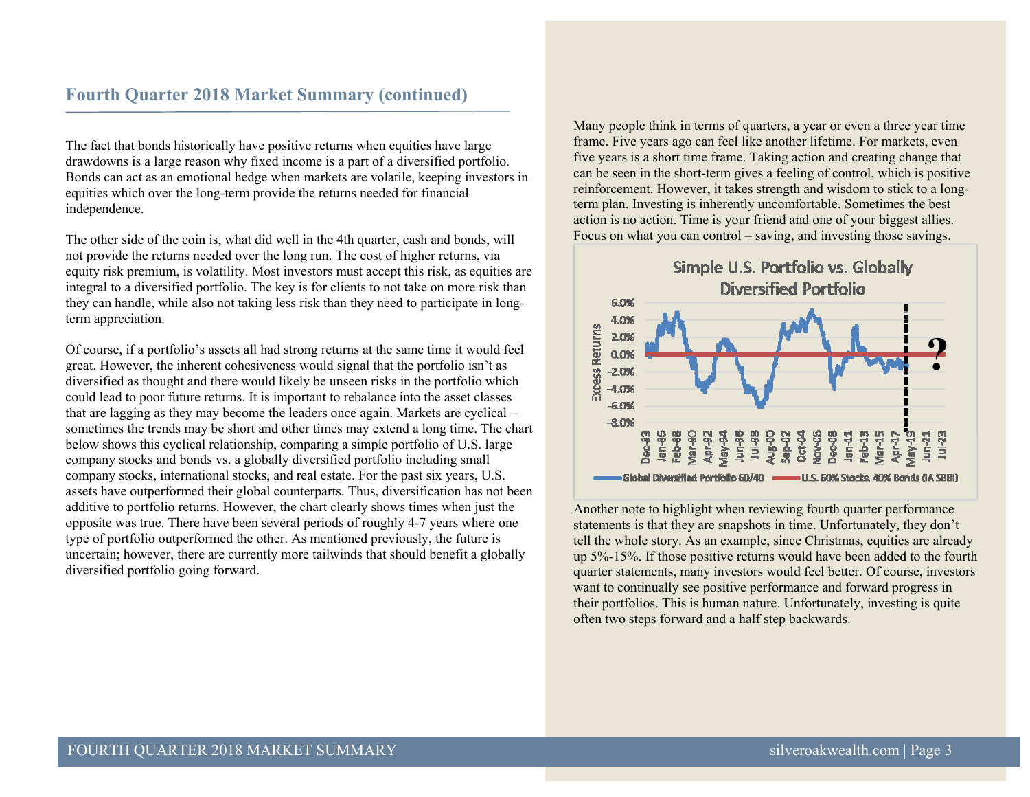## Fourth Quarter 2018 Market Summary (continued)

The fact that bonds historically have positive returns when equities have large drawdowns is a large reason why fixed income is a part of a diversified portfolio. Bonds can act as an emotional hedge when markets are volatile, keeping investors in equities which over the long-term provide the returns needed for financial independence.

The other side of the coin is, what did well in the 4th quarter, cash and bonds, will not provide the returns needed over the long run. The cost of higher returns, via equity risk premium, is volatility. Most investors must accept this risk, as equities are integral to a diversified portfolio. The key is for clients to not take on more risk than they can handle, while also not taking less risk than they need to participate in long-term appreciation.

Of course, if a portfolio's assets all had strong returns at the same time it would feel great. However, the inherent cohesiveness would signal that the portfolio isn't as diversified as thought and there would likely be unseen risks in the portfolio which could lead to poor future returns. It is important to rebalance into the asset classes that are lagging as they may become the leaders once again. Markets are cyclical – sometimes the trends may be short and other times may extend a long time. The chart below shows this cyclical relationship, comparing a simple portfolio of U.S. large company stocks and bonds vs. a globally diversified portfolio including small company stocks, international stocks, and real estate. For the past six years, U.S. assets have outperformed their global counterparts. Thus, diversification has not been additive to portfolio returns. However, the chart clearly shows times when just the opposite was true. There have been several periods of roughly 4-7 years where one type of portfolio outperformed the other. As mentioned previously, the future is uncertain; however, there are currently more tailwinds that should benefit a globally diversified portfolio going forward.

Many people think in terms of quarters, a year or even a three year time frame. Five years ago can feel like another lifetime. For markets, even five years is a short time frame. Taking action and creating change that can be seen in the short-term gives a feeling of control, which is positive reinforcement. However, it takes strength and wisdom to stick to a long-term plan. Investing is inherently uncomfortable. Sometimes the best action is no action. Time is your friend and one of your biggest allies. Focus on what you can control – saving, and investing those savings.

**Simple U.S. Portfolio vs. Globally Diversified Portfolio**

Y-axis: Excess Returns (-8.0% to 6.0%); X-axis: Dec-83 to Jul-23

Legend: Global Diversified Portfolio 60/40; U.S. 60% Stocks, 40% Bonds (IA SBBI)

Another note to highlight when reviewing fourth quarter performance statements is that they are snapshots in time. Unfortunately, they don't tell the whole story. As an example, since Christmas, equities are already up 5%-15%. If those positive returns would have been added to the fourth quarter statements, many investors would feel better. Of course, investors want to continually see positive performance and forward progress in their portfolios. This is human nature. Unfortunately, investing is quite often two steps forward and a half step backwards.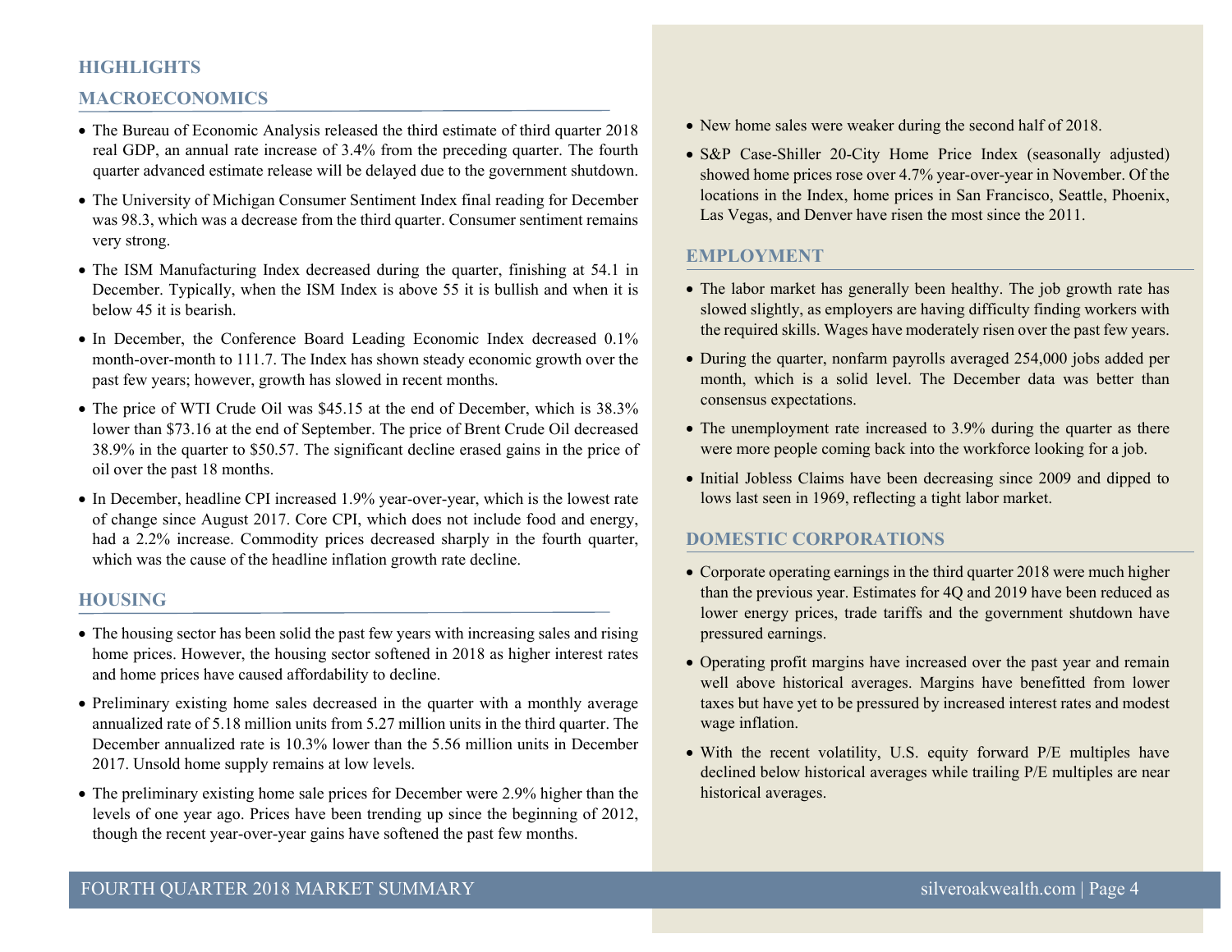# HIGHLIGHTS

## MACROECONOMICS

- The Bureau of Economic Analysis released the third estimate of third quarter 2018 real GDP, an annual rate increase of 3.4% from the preceding quarter. The fourth quarter advanced estimate release will be delayed due to the government shutdown.
- The University of Michigan Consumer Sentiment Index final reading for December was 98.3, which was a decrease from the third quarter. Consumer sentiment remains very strong.
- The ISM Manufacturing Index decreased during the quarter, finishing at 54.1 in December. Typically, when the ISM Index is above 55 it is bullish and when it is below 45 it is bearish.
- In December, the Conference Board Leading Economic Index decreased 0.1% month-over-month to 111.7. The Index has shown steady economic growth over the past few years; however, growth has slowed in recent months.
- The price of WTI Crude Oil was $45.15 at the end of December, which is 38.3% lower than $73.16 at the end of September. The price of Brent Crude Oil decreased 38.9% in the quarter to $50.57. The significant decline erased gains in the price of oil over the past 18 months.
- In December, headline CPI increased 1.9% year-over-year, which is the lowest rate of change since August 2017. Core CPI, which does not include food and energy, had a 2.2% increase. Commodity prices decreased sharply in the fourth quarter, which was the cause of the headline inflation growth rate decline.

## HOUSING

- The housing sector has been solid the past few years with increasing sales and rising home prices. However, the housing sector softened in 2018 as higher interest rates and home prices have caused affordability to decline.
- Preliminary existing home sales decreased in the quarter with a monthly average annualized rate of 5.18 million units from 5.27 million units in the third quarter. The December annualized rate is 10.3% lower than the 5.56 million units in December 2017. Unsold home supply remains at low levels.
- The preliminary existing home sale prices for December were 2.9% higher than the levels of one year ago. Prices have been trending up since the beginning of 2012, though the recent year-over-year gains have softened the past few months.
- New home sales were weaker during the second half of 2018.
- S&P Case-Shiller 20-City Home Price Index (seasonally adjusted) showed home prices rose over 4.7% year-over-year in November. Of the locations in the Index, home prices in San Francisco, Seattle, Phoenix, Las Vegas, and Denver have risen the most since the 2011.

## EMPLOYMENT

- The labor market has generally been healthy. The job growth rate has slowed slightly, as employers are having difficulty finding workers with the required skills. Wages have moderately risen over the past few years.
- During the quarter, nonfarm payrolls averaged 254,000 jobs added per month, which is a solid level. The December data was better than consensus expectations.
- The unemployment rate increased to 3.9% during the quarter as there were more people coming back into the workforce looking for a job.
- Initial Jobless Claims have been decreasing since 2009 and dipped to lows last seen in 1969, reflecting a tight labor market.

## DOMESTIC CORPORATIONS

- Corporate operating earnings in the third quarter 2018 were much higher than the previous year. Estimates for 4Q and 2019 have been reduced as lower energy prices, trade tariffs and the government shutdown have pressured earnings.
- Operating profit margins have increased over the past year and remain well above historical averages. Margins have benefitted from lower taxes but have yet to be pressured by increased interest rates and modest wage inflation.
- With the recent volatility, U.S. equity forward P/E multiples have declined below historical averages while trailing P/E multiples are near historical averages.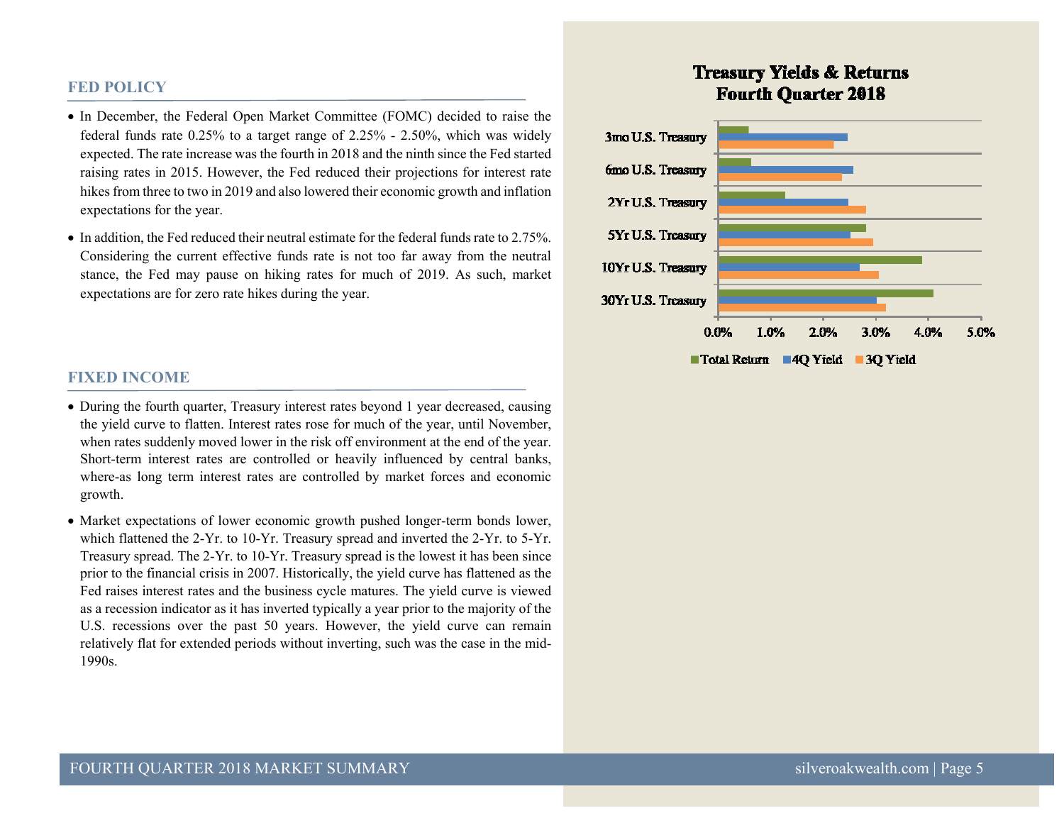## FED POLICY

- In December, the Federal Open Market Committee (FOMC) decided to raise the federal funds rate 0.25% to a target range of 2.25% - 2.50%, which was widely expected. The rate increase was the fourth in 2018 and the ninth since the Fed started raising rates in 2015. However, the Fed reduced their projections for interest rate hikes from three to two in 2019 and also lowered their economic growth and inflation expectations for the year.
- In addition, the Fed reduced their neutral estimate for the federal funds rate to 2.75%. Considering the current effective funds rate is not too far away from the neutral stance, the Fed may pause on hiking rates for much of 2019. As such, market expectations are for zero rate hikes during the year.

## FIXED INCOME

- During the fourth quarter, Treasury interest rates beyond 1 year decreased, causing the yield curve to flatten. Interest rates rose for much of the year, until November, when rates suddenly moved lower in the risk off environment at the end of the year. Short-term interest rates are controlled or heavily influenced by central banks, where-as long term interest rates are controlled by market forces and economic growth.
- Market expectations of lower economic growth pushed longer-term bonds lower, which flattened the 2-Yr. to 10-Yr. Treasury spread and inverted the 2-Yr. to 5-Yr. Treasury spread. The 2-Yr. to 10-Yr. Treasury spread is the lowest it has been since prior to the financial crisis in 2007. Historically, the yield curve has flattened as the Fed raises interest rates and the business cycle matures. The yield curve is viewed as a recession indicator as it has inverted typically a year prior to the majority of the U.S. recessions over the past 50 years. However, the yield curve can remain relatively flat for extended periods without inverting, such was the case in the mid-1990s.

**Treasury Yields & Returns**
**Fourth Quarter 2018**

(Chart categories: 3mo U.S. Treasury, 6mo U.S. Treasury, 2Yr U.S. Treasury, 5Yr U.S. Treasury, 10Yr U.S. Treasury, 30Yr U.S. Treasury; axis 0.0%–5.0%; series: Total Return, 4Q Yield, 3Q Yield)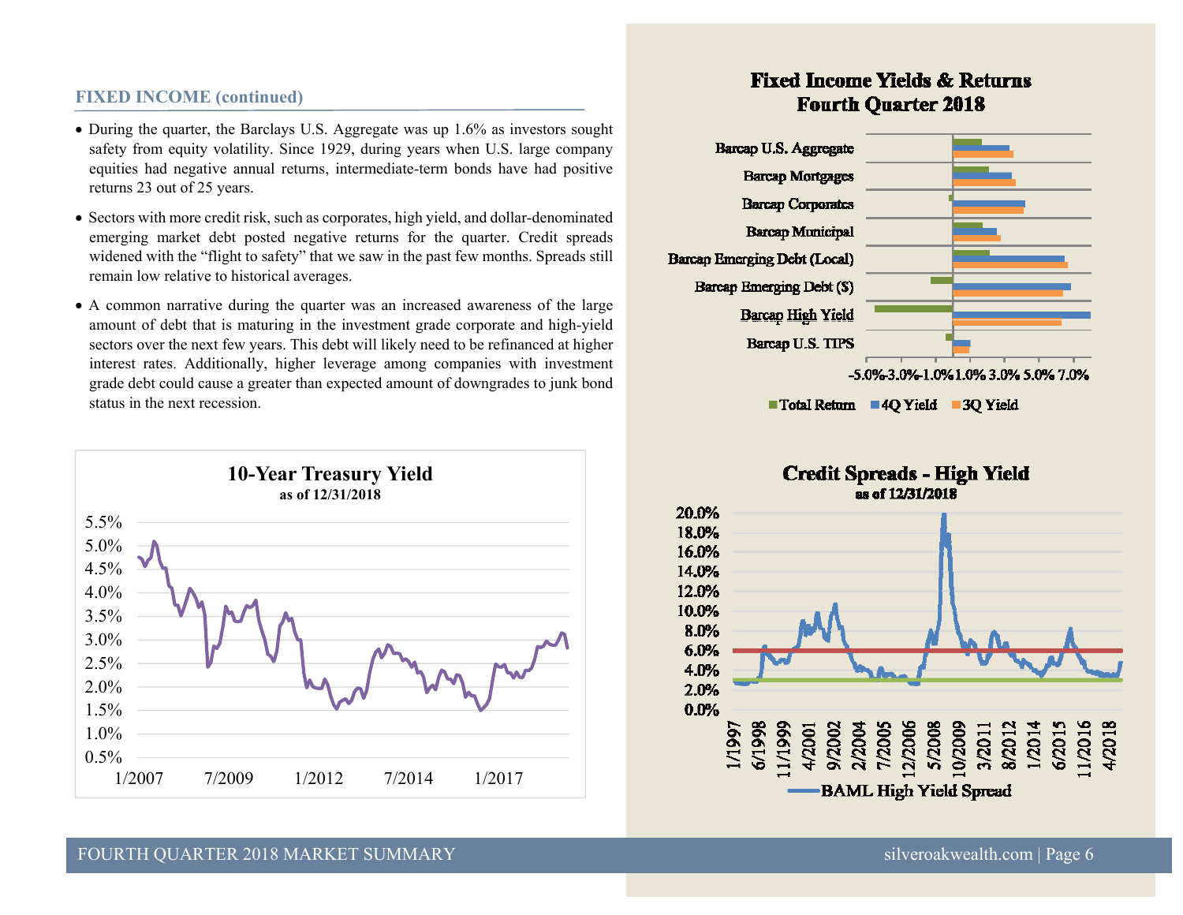## FIXED INCOME (continued)

- During the quarter, the Barclays U.S. Aggregate was up 1.6% as investors sought safety from equity volatility. Since 1929, during years when U.S. large company equities had negative annual returns, intermediate-term bonds have had positive returns 23 out of 25 years.
- Sectors with more credit risk, such as corporates, high yield, and dollar-denominated emerging market debt posted negative returns for the quarter. Credit spreads widened with the "flight to safety" that we saw in the past few months. Spreads still remain low relative to historical averages.
- A common narrative during the quarter was an increased awareness of the large amount of debt that is maturing in the investment grade corporate and high-yield sectors over the next few years. This debt will likely need to be refinanced at higher interest rates. Additionally, higher leverage among companies with investment grade debt could cause a greater than expected amount of downgrades to junk bond status in the next recession.

**10-Year Treasury Yield**
as of 12/31/2018

**Fixed Income Yields & Returns**
**Fourth Quarter 2018**

Barcap U.S. Aggregate, Barcap Mortgages, Barcap Corporates, Barcap Municipal, Barcap Emerging Debt (Local), Barcap Emerging Debt ($), Barcap High Yield, Barcap U.S. TIPS

Total Return | 4Q Yield | 3Q Yield

**Credit Spreads - High Yield**
as of 12/31/2018

BAML High Yield Spread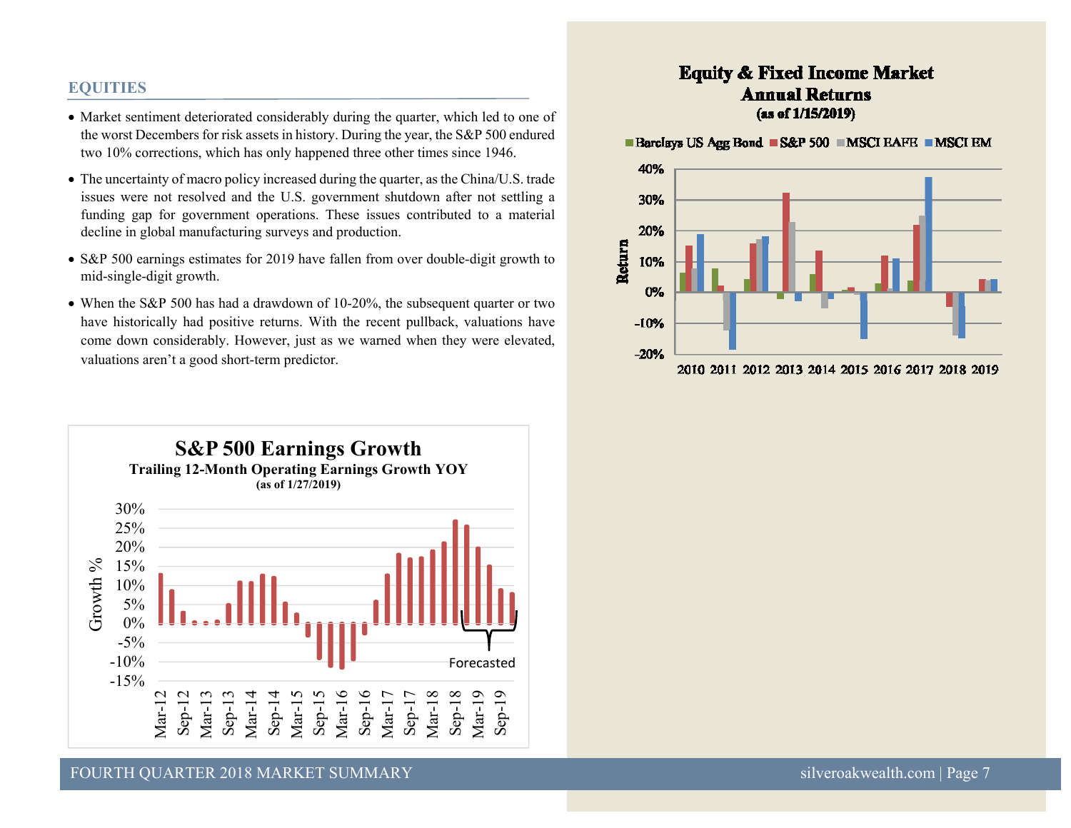## EQUITIES

- Market sentiment deteriorated considerably during the quarter, which led to one of the worst Decembers for risk assets in history. During the year, the S&P 500 endured two 10% corrections, which has only happened three other times since 1946.
- The uncertainty of macro policy increased during the quarter, as the China/U.S. trade issues were not resolved and the U.S. government shutdown after not settling a funding gap for government operations. These issues contributed to a material decline in global manufacturing surveys and production.
- S&P 500 earnings estimates for 2019 have fallen from over double-digit growth to mid-single-digit growth.
- When the S&P 500 has had a drawdown of 10-20%, the subsequent quarter or two have historically had positive returns. With the recent pullback, valuations have come down considerably. However, just as we warned when they were elevated, valuations aren't a good short-term predictor.

**S&P 500 Earnings Growth**
**Trailing 12-Month Operating Earnings Growth YOY**
**(as of 1/27/2019)**

**Equity & Fixed Income Market Annual Returns**
**(as of 1/15/2019)**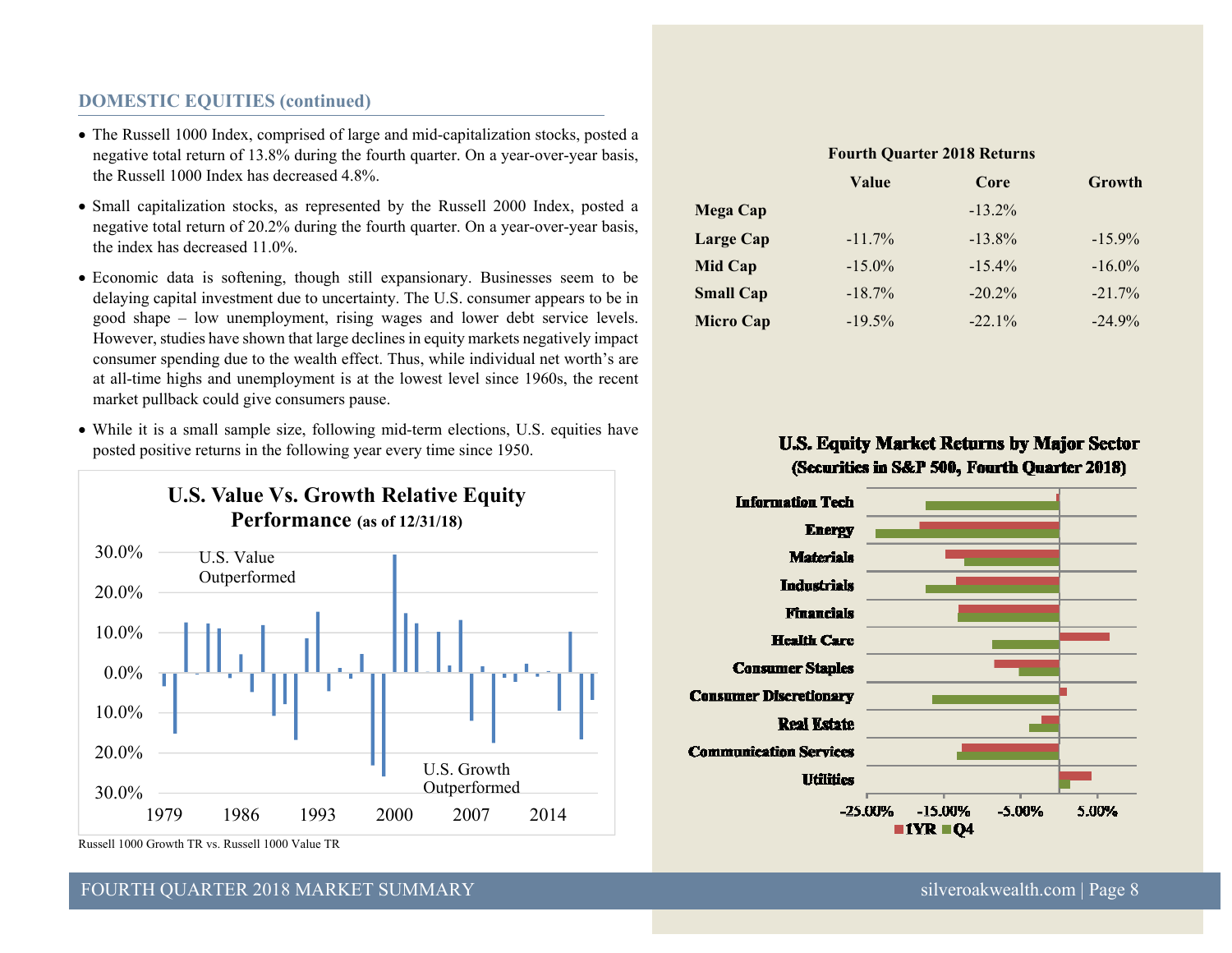## DOMESTIC EQUITIES (continued)

- The Russell 1000 Index, comprised of large and mid-capitalization stocks, posted a negative total return of 13.8% during the fourth quarter. On a year-over-year basis, the Russell 1000 Index has decreased 4.8%.
- Small capitalization stocks, as represented by the Russell 2000 Index, posted a negative total return of 20.2% during the fourth quarter. On a year-over-year basis, the index has decreased 11.0%.
- Economic data is softening, though still expansionary. Businesses seem to be delaying capital investment due to uncertainty. The U.S. consumer appears to be in good shape – low unemployment, rising wages and lower debt service levels. However, studies have shown that large declines in equity markets negatively impact consumer spending due to the wealth effect. Thus, while individual net worth's are at all-time highs and unemployment is at the lowest level since 1960s, the recent market pullback could give consumers pause.
- While it is a small sample size, following mid-term elections, U.S. equities have posted positive returns in the following year every time since 1950.

**U.S. Value Vs. Growth Relative Equity Performance (as of 12/31/18)**

Russell 1000 Growth TR vs. Russell 1000 Value TR

**Fourth Quarter 2018 Returns**

| | Value | Core | Growth |
|---|---|---|---|
| **Mega Cap** | | -13.2% | |
| **Large Cap** | -11.7% | -13.8% | -15.9% |
| **Mid Cap** | -15.0% | -15.4% | -16.0% |
| **Small Cap** | -18.7% | -20.2% | -21.7% |
| **Micro Cap** | -19.5% | -22.1% | -24.9% |

**U.S. Equity Market Returns by Major Sector (Securities in S&P 500, Fourth Quarter 2018)**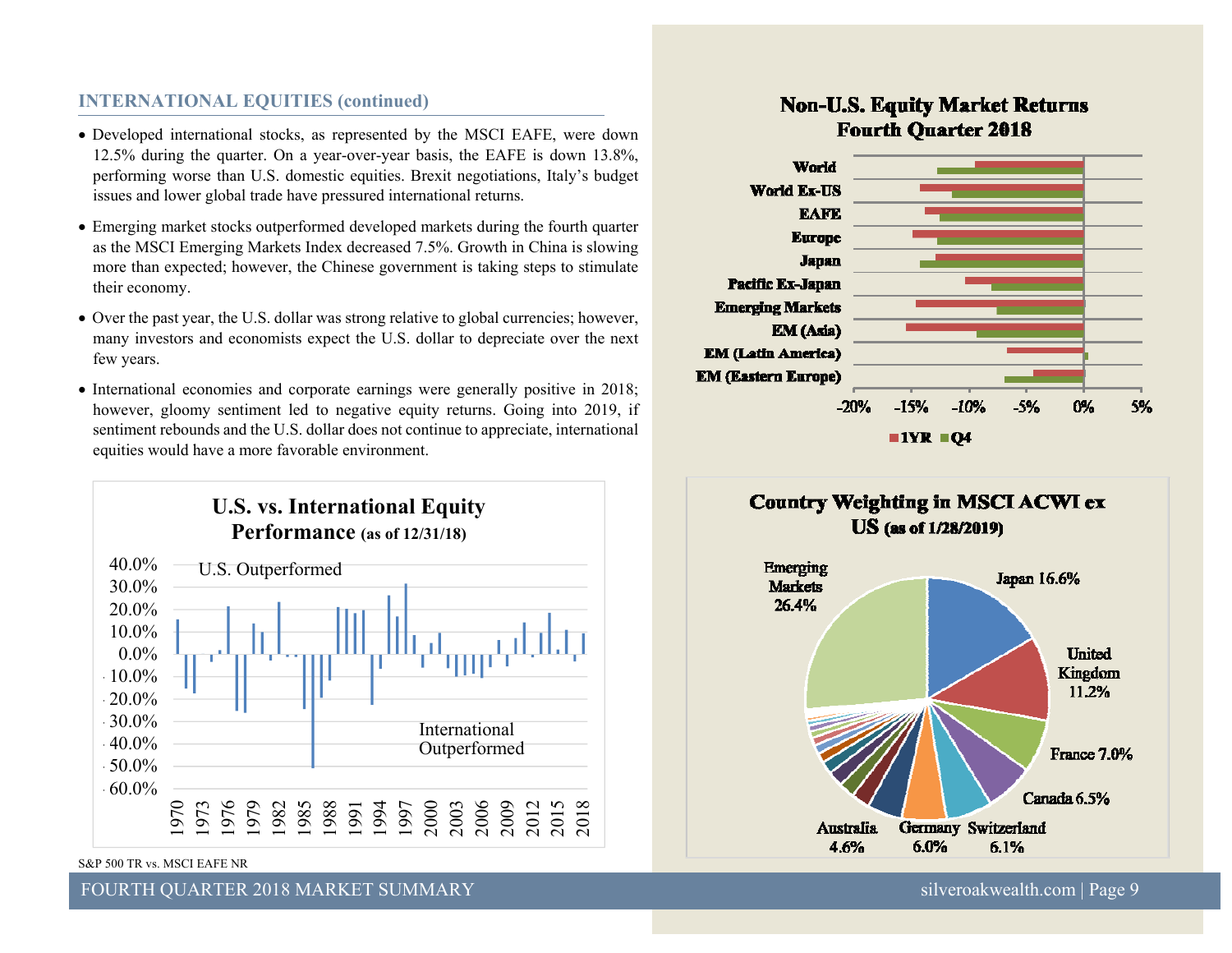## INTERNATIONAL EQUITIES (continued)

- Developed international stocks, as represented by the MSCI EAFE, were down 12.5% during the quarter. On a year-over-year basis, the EAFE is down 13.8%, performing worse than U.S. domestic equities. Brexit negotiations, Italy's budget issues and lower global trade have pressured international returns.
- Emerging market stocks outperformed developed markets during the fourth quarter as the MSCI Emerging Markets Index decreased 7.5%. Growth in China is slowing more than expected; however, the Chinese government is taking steps to stimulate their economy.
- Over the past year, the U.S. dollar was strong relative to global currencies; however, many investors and economists expect the U.S. dollar to depreciate over the next few years.
- International economies and corporate earnings were generally positive in 2018; however, gloomy sentiment led to negative equity returns. Going into 2019, if sentiment rebounds and the U.S. dollar does not continue to appreciate, international equities would have a more favorable environment.

**U.S. vs. International Equity Performance (as of 12/31/18)**

U.S. Outperformed / International Outperformed

S&P 500 TR vs. MSCI EAFE NR

**Non-U.S. Equity Market Returns Fourth Quarter 2018**

World, World Ex-US, EAFE, Europe, Japan, Pacific Ex-Japan, Emerging Markets, EM (Asia), EM (Latin America), EM (Eastern Europe)

1YR ■ Q4

**Country Weighting in MSCI ACWI ex US (as of 1/28/2019)**

| Country | Weight |
|---|---|
| Emerging Markets | 26.4% |
| Japan | 16.6% |
| United Kingdom | 11.2% |
| France | 7.0% |
| Canada | 6.5% |
| Switzerland | 6.1% |
| Germany | 6.0% |
| Australia | 4.6% |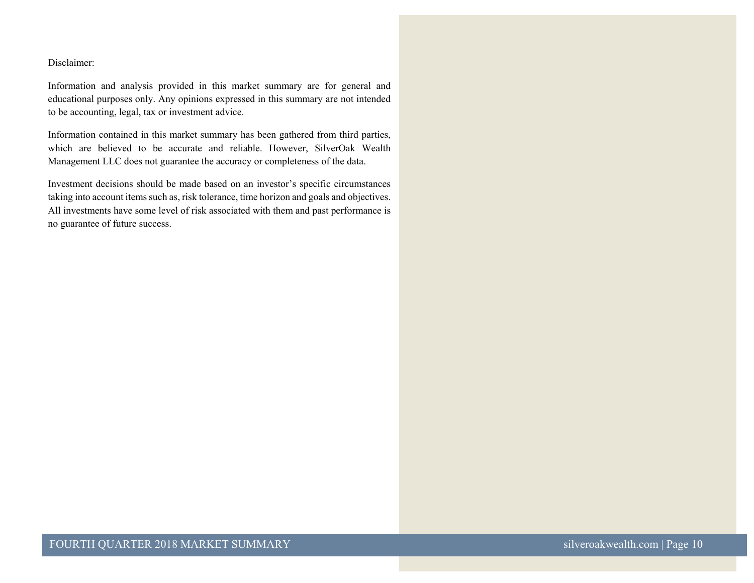Disclaimer:

Information and analysis provided in this market summary are for general and educational purposes only. Any opinions expressed in this summary are not intended to be accounting, legal, tax or investment advice.

Information contained in this market summary has been gathered from third parties, which are believed to be accurate and reliable. However, SilverOak Wealth Management LLC does not guarantee the accuracy or completeness of the data.

Investment decisions should be made based on an investor's specific circumstances taking into account items such as, risk tolerance, time horizon and goals and objectives. All investments have some level of risk associated with them and past performance is no guarantee of future success.